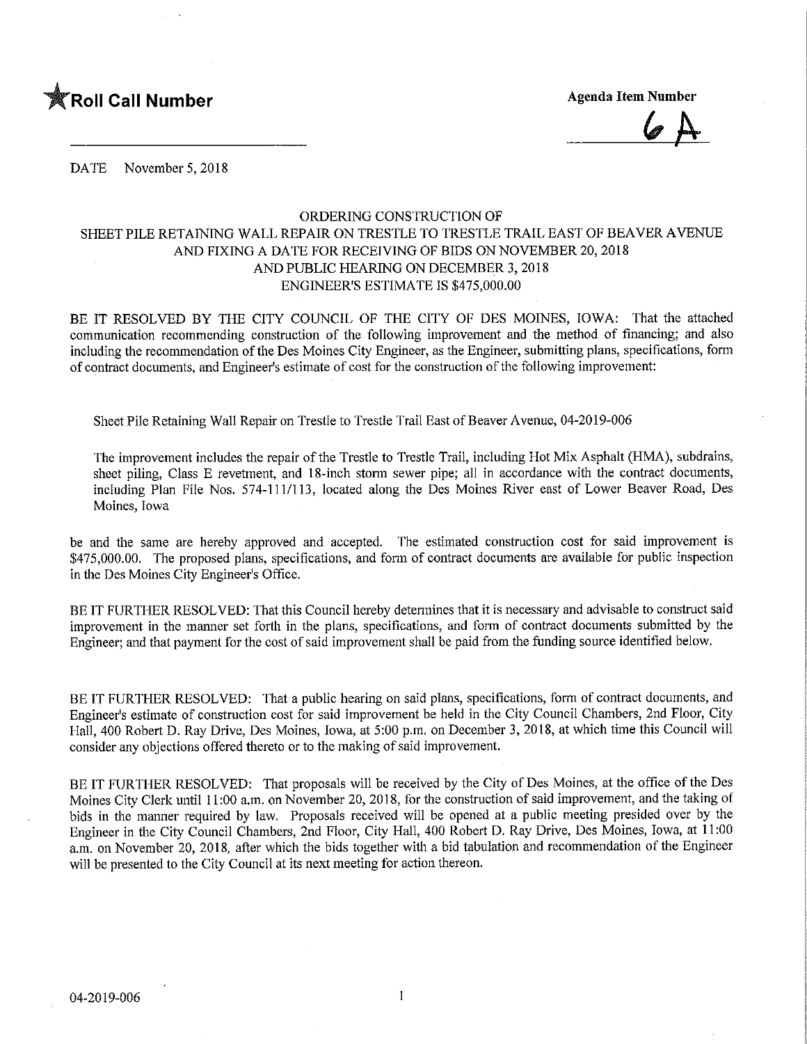**Roll Call Number**

**Agenda Item Number**

6 A

DATE November 5, 2018

ORDERING CONSTRUCTION OF
SHEET PILE RETAINING WALL REPAIR ON TRESTLE TO TRESTLE TRAIL EAST OF BEAVER AVENUE
AND FIXING A DATE FOR RECEIVING OF BIDS ON NOVEMBER 20, 2018
AND PUBLIC HEARING ON DECEMBER 3, 2018
ENGINEER'S ESTIMATE IS $475,000.00

BE IT RESOLVED BY THE CITY COUNCIL OF THE CITY OF DES MOINES, IOWA: That the attached communication recommending construction of the following improvement and the method of financing; and also including the recommendation of the Des Moines City Engineer, as the Engineer, submitting plans, specifications, form of contract documents, and Engineer's estimate of cost for the construction of the following improvement:

Sheet Pile Retaining Wall Repair on Trestle to Trestle Trail East of Beaver Avenue, 04-2019-006

The improvement includes the repair of the Trestle to Trestle Trail, including Hot Mix Asphalt (HMA), subdrains, sheet piling, Class E revetment, and 18-inch storm sewer pipe; all in accordance with the contract documents, including Plan File Nos. 574-111/113, located along the Des Moines River east of Lower Beaver Road, Des Moines, Iowa

be and the same are hereby approved and accepted. The estimated construction cost for said improvement is $475,000.00. The proposed plans, specifications, and form of contract documents are available for public inspection in the Des Moines City Engineer's Office.

BE IT FURTHER RESOLVED: That this Council hereby determines that it is necessary and advisable to construct said improvement in the manner set forth in the plans, specifications, and form of contract documents submitted by the Engineer; and that payment for the cost of said improvement shall be paid from the funding source identified below.

BE IT FURTHER RESOLVED: That a public hearing on said plans, specifications, form of contract documents, and Engineer's estimate of construction cost for said improvement be held in the City Council Chambers, 2nd Floor, City Hall, 400 Robert D. Ray Drive, Des Moines, Iowa, at 5:00 p.m. on December 3, 2018, at which time this Council will consider any objections offered thereto or to the making of said improvement.

BE IT FURTHER RESOLVED: That proposals will be received by the City of Des Moines, at the office of the Des Moines City Clerk until 11:00 a.m. on November 20, 2018, for the construction of said improvement, and the taking of bids in the manner required by law. Proposals received will be opened at a public meeting presided over by the Engineer in the City Council Chambers, 2nd Floor, City Hall, 400 Robert D. Ray Drive, Des Moines, Iowa, at 11:00 a.m. on November 20, 2018, after which the bids together with a bid tabulation and recommendation of the Engineer will be presented to the City Council at its next meeting for action thereon.

04-2019-006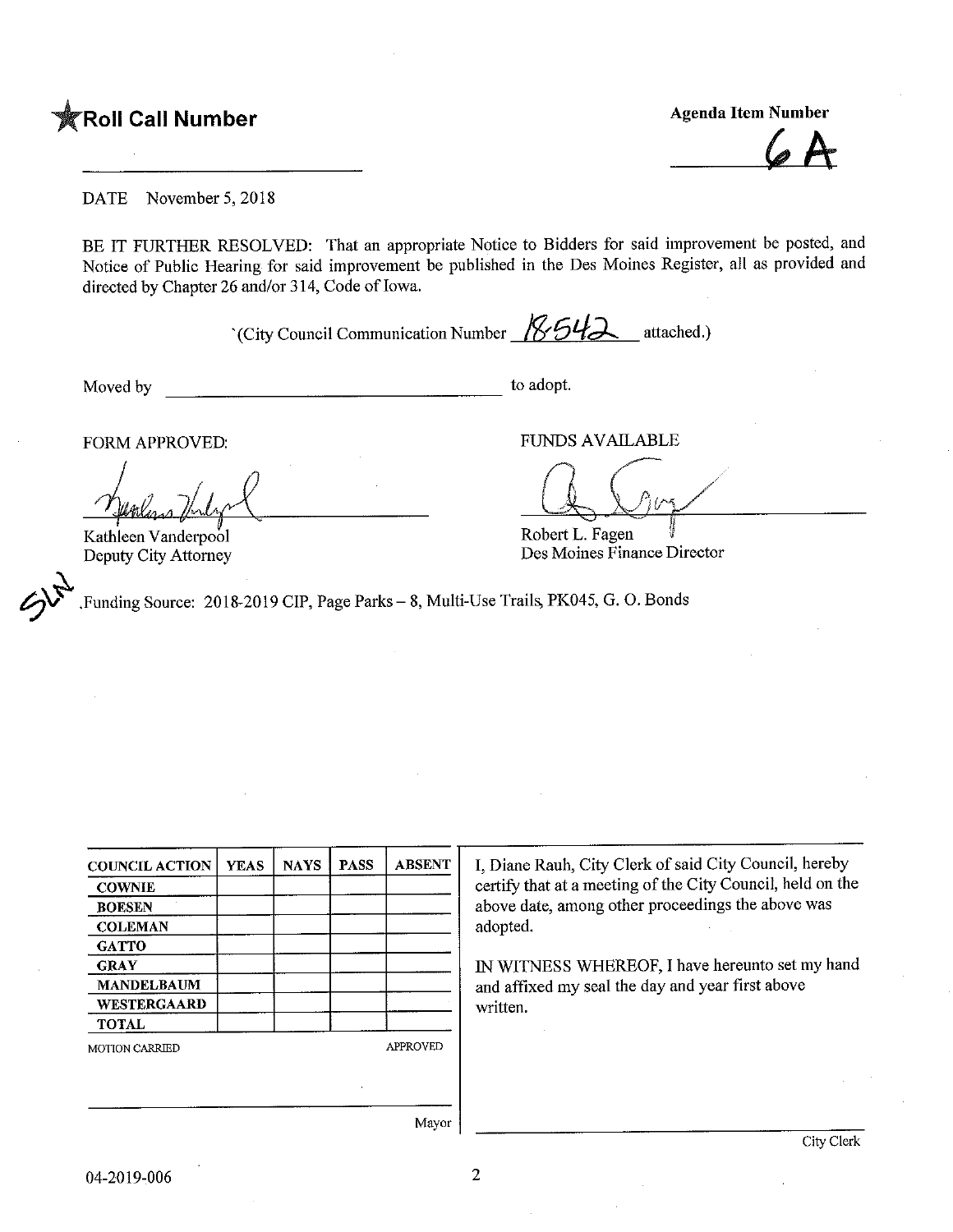**★Roll Call Number**

**Agenda Item Number**

**6A**

DATE November 5, 2018

BE IT FURTHER RESOLVED: That an appropriate Notice to Bidders for said improvement be posted, and Notice of Public Hearing for said improvement be published in the Des Moines Register, all as provided and directed by Chapter 26 and/or 314, Code of Iowa.

(City Council Communication Number 18-542 attached.)

Moved by ______________________________ to adopt.

FORM APPROVED:

Kathleen Vanderpool
Deputy City Attorney

FUNDS AVAILABLE

Robert L. Fagen
Des Moines Finance Director

SLN

Funding Source: 2018-2019 CIP, Page Parks – 8, Multi-Use Trails, PK045, G. O. Bonds

| COUNCIL ACTION | YEAS | NAYS | PASS | ABSENT |
|---|---|---|---|---|
| COWNIE | | | | |
| BOESEN | | | | |
| COLEMAN | | | | |
| GATTO | | | | |
| GRAY | | | | |
| MANDELBAUM | | | | |
| WESTERGAARD | | | | |
| TOTAL | | | | |

MOTION CARRIED APPROVED

______________________________
Mayor

I, Diane Rauh, City Clerk of said City Council, hereby certify that at a meeting of the City Council, held on the above date, among other proceedings the above was adopted.

IN WITNESS WHEREOF, I have hereunto set my hand and affixed my seal the day and year first above written.

______________________________
City Clerk

04-2019-006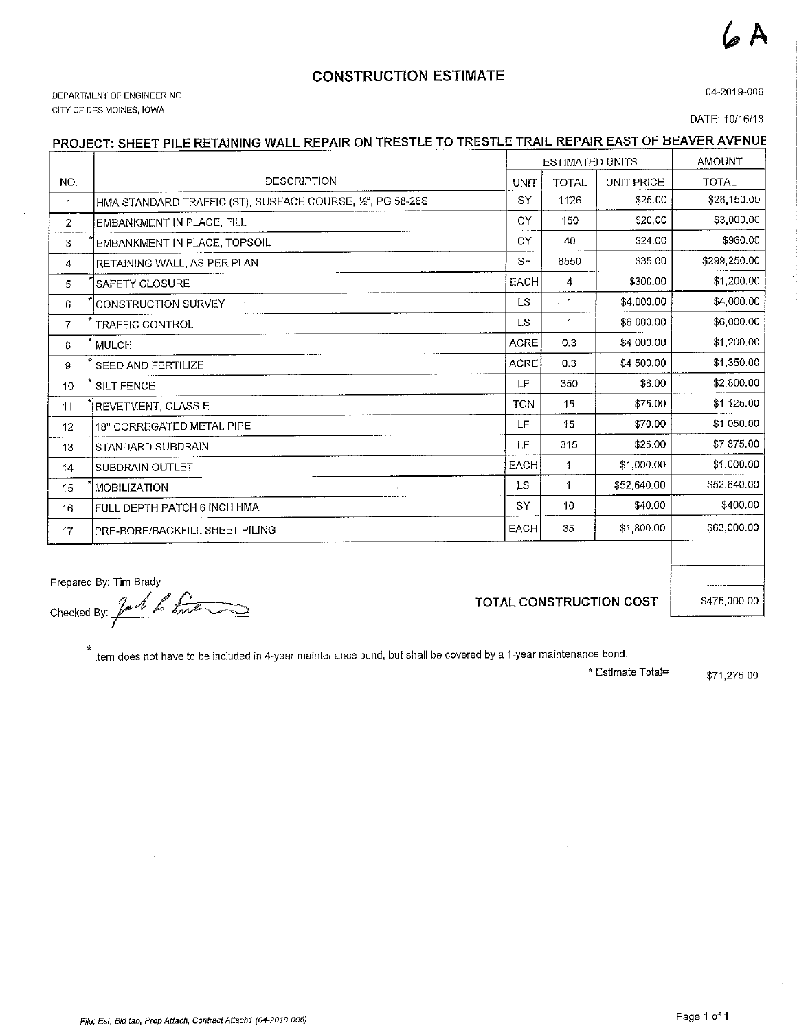6A

# CONSTRUCTION ESTIMATE

DEPARTMENT OF ENGINEERING
CITY OF DES MOINES, IOWA

04-2019-006

DATE: 10/16/18

## PROJECT: SHEET PILE RETAINING WALL REPAIR ON TRESTLE TO TRESTLE TRAIL REPAIR EAST OF BEAVER AVENUE

| | | ESTIMATED UNITS | | | AMOUNT |
|---|---|---|---|---|---|
| NO. | DESCRIPTION | UNIT | TOTAL | UNIT PRICE | TOTAL |
| 1 | HMA STANDARD TRAFFIC (ST), SURFACE COURSE, ½", PG 58-28S | SY | 1126 | $25.00 | $28,150.00 |
| 2 | EMBANKMENT IN PLACE, FILL | CY | 150 | $20.00 | $3,000.00 |
| 3 | * EMBANKMENT IN PLACE, TOPSOIL | CY | 40 | $24.00 | $960.00 |
| 4 | RETAINING WALL, AS PER PLAN | SF | 8550 | $35.00 | $299,250.00 |
| 5 | * SAFETY CLOSURE | EACH | 4 | $300.00 | $1,200.00 |
| 6 | * CONSTRUCTION SURVEY | LS | 1 | $4,000.00 | $4,000.00 |
| 7 | * TRAFFIC CONTROL | LS | 1 | $6,000.00 | $6,000.00 |
| 8 | * MULCH | ACRE | 0.3 | $4,000.00 | $1,200.00 |
| 9 | * SEED AND FERTILIZE | ACRE | 0.3 | $4,500.00 | $1,350.00 |
| 10 | * SILT FENCE | LF | 350 | $8.00 | $2,800.00 |
| 11 | * REVETMENT, CLASS E | TON | 15 | $75.00 | $1,125.00 |
| 12 | 18" CORREGATED METAL PIPE | LF | 15 | $70.00 | $1,050.00 |
| 13 | STANDARD SUBDRAIN | LF | 315 | $25.00 | $7,875.00 |
| 14 | SUBDRAIN OUTLET | EACH | 1 | $1,000.00 | $1,000.00 |
| 15 | * MOBILIZATION | LS | 1 | $52,640.00 | $52,640.00 |
| 16 | FULL DEPTH PATCH 6 INCH HMA | SY | 10 | $40.00 | $400.00 |
| 17 | PRE-BORE/BACKFILL SHEET PILING | EACH | 35 | $1,800.00 | $63,000.00 |

Prepared By: Tim Brady

Checked By: [signature]

**TOTAL CONSTRUCTION COST** $475,000.00

* Item does not have to be included in 4-year maintenance bond, but shall be covered by a 1-year maintenance bond.

* Estimate Total= $71,275.00

File: Est, Bid tab, Prop Attach, Contract Attach1 (04-2019-006)